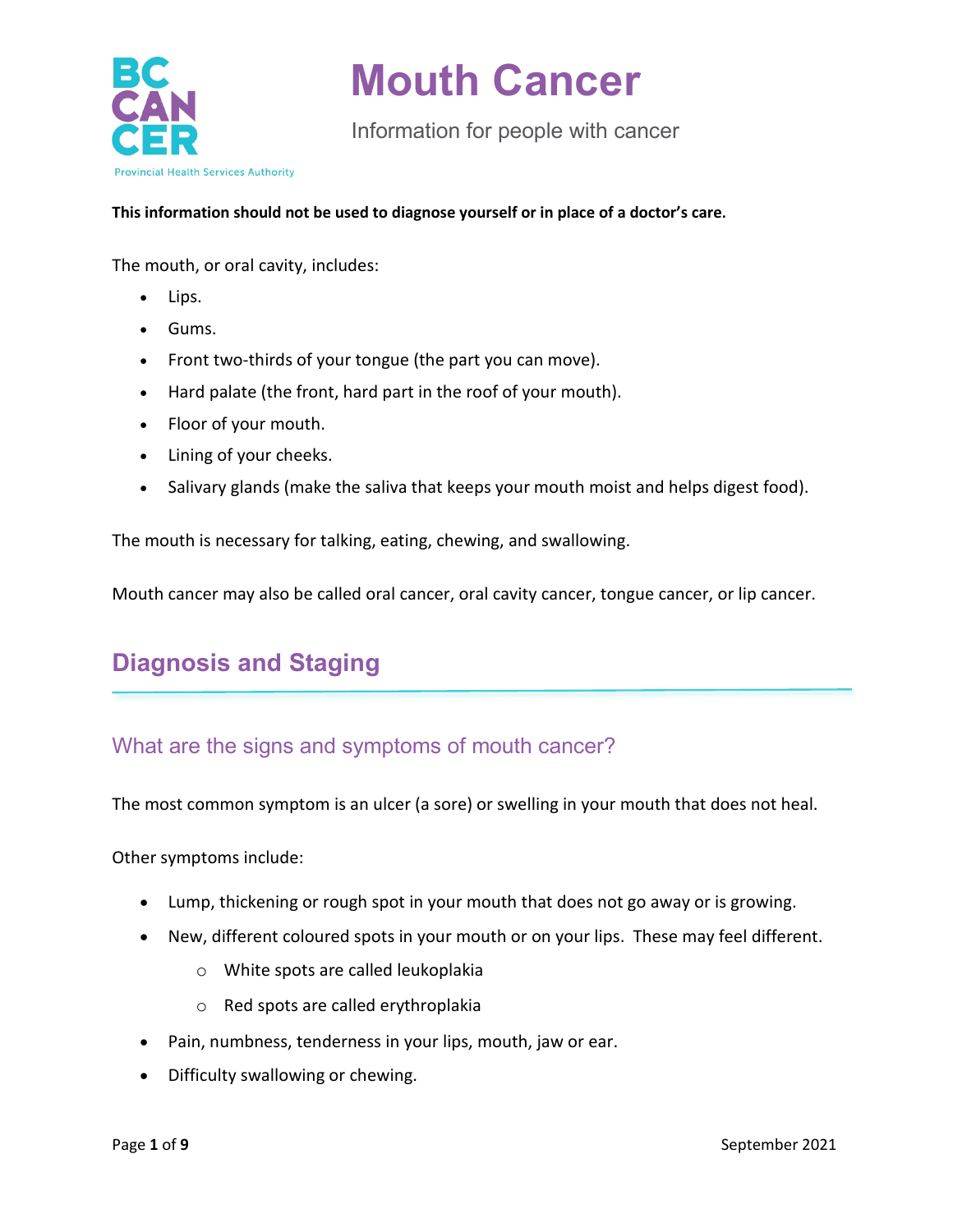# Mouth Cancer

Information for people with cancer

**This information should not be used to diagnose yourself or in place of a doctor's care.**

The mouth, or oral cavity, includes:

- Lips.
- Gums.
- Front two-thirds of your tongue (the part you can move).
- Hard palate (the front, hard part in the roof of your mouth).
- Floor of your mouth.
- Lining of your cheeks.
- Salivary glands (make the saliva that keeps your mouth moist and helps digest food).

The mouth is necessary for talking, eating, chewing, and swallowing.

Mouth cancer may also be called oral cancer, oral cavity cancer, tongue cancer, or lip cancer.

## Diagnosis and Staging

### What are the signs and symptoms of mouth cancer?

The most common symptom is an ulcer (a sore) or swelling in your mouth that does not heal.

Other symptoms include:

- Lump, thickening or rough spot in your mouth that does not go away or is growing.
- New, different coloured spots in your mouth or on your lips. These may feel different.
  - White spots are called leukoplakia
  - Red spots are called erythroplakia
- Pain, numbness, tenderness in your lips, mouth, jaw or ear.
- Difficulty swallowing or chewing.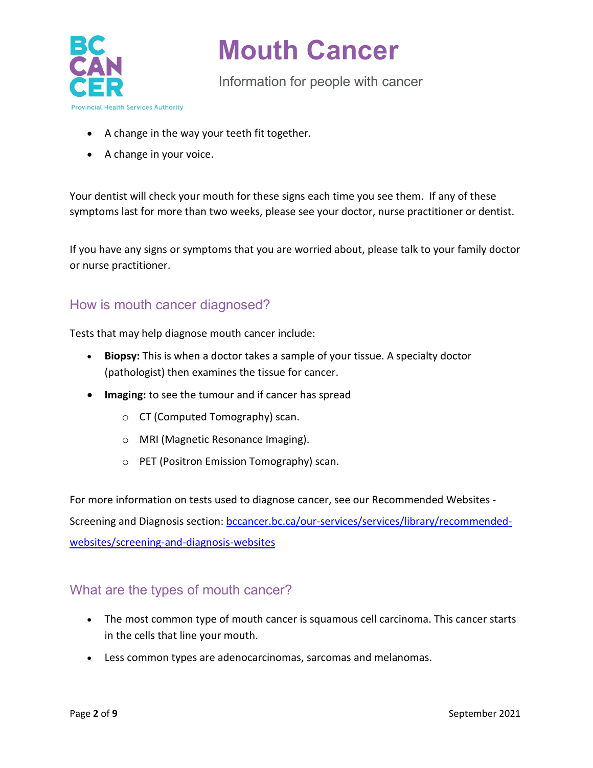- A change in the way your teeth fit together.
- A change in your voice.

Your dentist will check your mouth for these signs each time you see them. If any of these symptoms last for more than two weeks, please see your doctor, nurse practitioner or dentist.

If you have any signs or symptoms that you are worried about, please talk to your family doctor or nurse practitioner.

## How is mouth cancer diagnosed?

Tests that may help diagnose mouth cancer include:

- **Biopsy:** This is when a doctor takes a sample of your tissue. A specialty doctor (pathologist) then examines the tissue for cancer.
- **Imaging:** to see the tumour and if cancer has spread
  - CT (Computed Tomography) scan.
  - MRI (Magnetic Resonance Imaging).
  - PET (Positron Emission Tomography) scan.

For more information on tests used to diagnose cancer, see our Recommended Websites - Screening and Diagnosis section: [bccancer.bc.ca/our-services/services/library/recommended-websites/screening-and-diagnosis-websites](bccancer.bc.ca/our-services/services/library/recommended-websites/screening-and-diagnosis-websites)

## What are the types of mouth cancer?

- The most common type of mouth cancer is squamous cell carcinoma. This cancer starts in the cells that line your mouth.
- Less common types are adenocarcinomas, sarcomas and melanomas.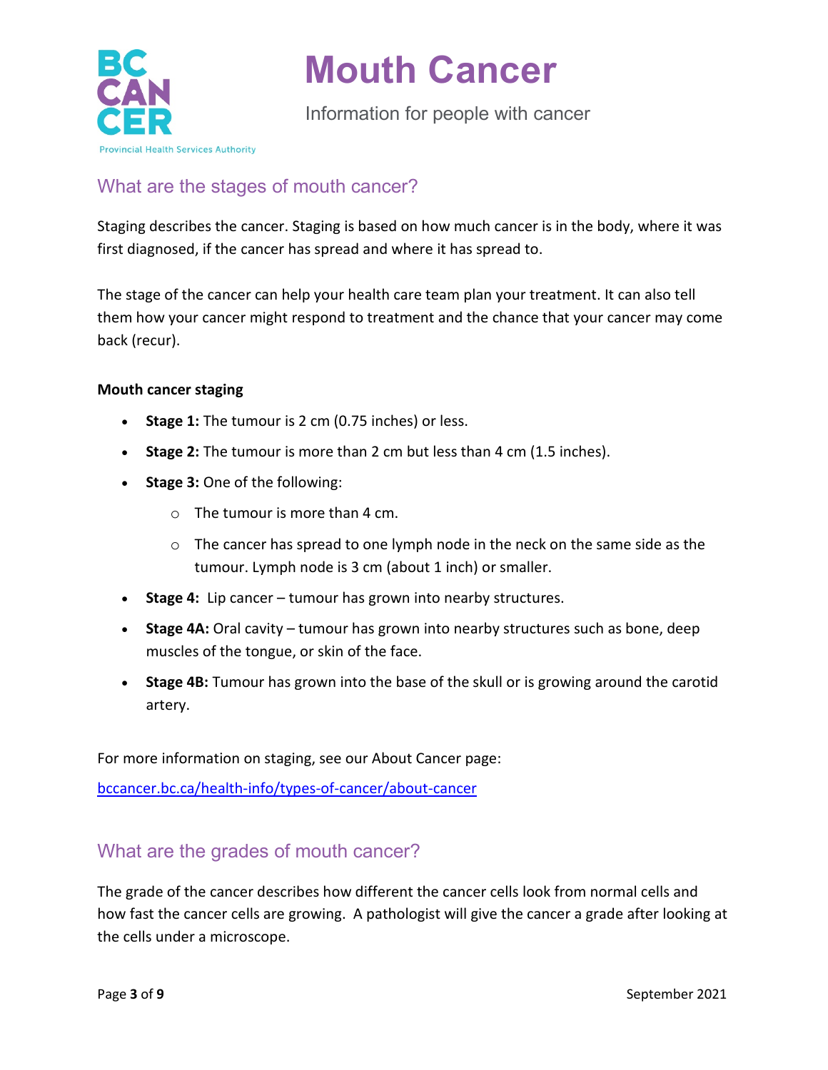## What are the stages of mouth cancer?

Staging describes the cancer. Staging is based on how much cancer is in the body, where it was first diagnosed, if the cancer has spread and where it has spread to.

The stage of the cancer can help your health care team plan your treatment. It can also tell them how your cancer might respond to treatment and the chance that your cancer may come back (recur).

**Mouth cancer staging**

- **Stage 1:** The tumour is 2 cm (0.75 inches) or less.
- **Stage 2:** The tumour is more than 2 cm but less than 4 cm (1.5 inches).
- **Stage 3:** One of the following:
  - The tumour is more than 4 cm.
  - The cancer has spread to one lymph node in the neck on the same side as the tumour. Lymph node is 3 cm (about 1 inch) or smaller.
- **Stage 4:** Lip cancer – tumour has grown into nearby structures.
- **Stage 4A:** Oral cavity – tumour has grown into nearby structures such as bone, deep muscles of the tongue, or skin of the face.
- **Stage 4B:** Tumour has grown into the base of the skull or is growing around the carotid artery.

For more information on staging, see our About Cancer page:

[bccancer.bc.ca/health-info/types-of-cancer/about-cancer](bccancer.bc.ca/health-info/types-of-cancer/about-cancer)

## What are the grades of mouth cancer?

The grade of the cancer describes how different the cancer cells look from normal cells and how fast the cancer cells are growing. A pathologist will give the cancer a grade after looking at the cells under a microscope.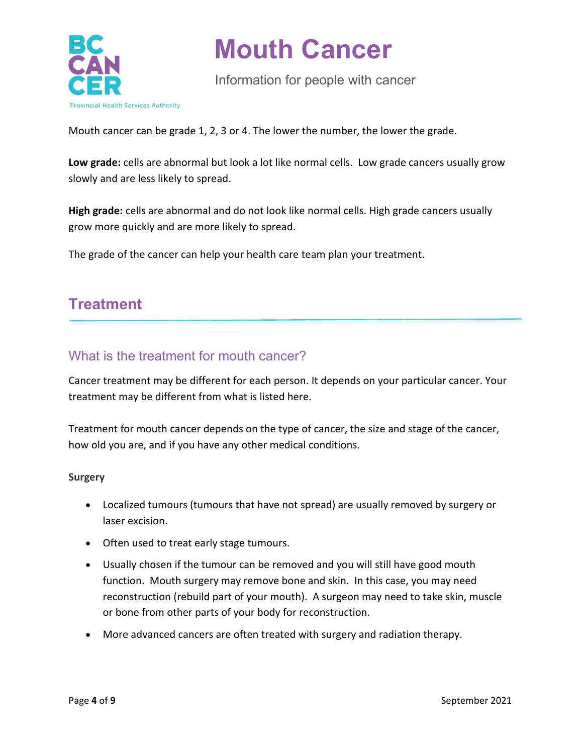Mouth cancer can be grade 1, 2, 3 or 4. The lower the number, the lower the grade.

**Low grade:** cells are abnormal but look a lot like normal cells. Low grade cancers usually grow slowly and are less likely to spread.

**High grade:** cells are abnormal and do not look like normal cells. High grade cancers usually grow more quickly and are more likely to spread.

The grade of the cancer can help your health care team plan your treatment.

## Treatment

### What is the treatment for mouth cancer?

Cancer treatment may be different for each person. It depends on your particular cancer. Your treatment may be different from what is listed here.

Treatment for mouth cancer depends on the type of cancer, the size and stage of the cancer, how old you are, and if you have any other medical conditions.

**Surgery**

- Localized tumours (tumours that have not spread) are usually removed by surgery or laser excision.
- Often used to treat early stage tumours.
- Usually chosen if the tumour can be removed and you will still have good mouth function. Mouth surgery may remove bone and skin. In this case, you may need reconstruction (rebuild part of your mouth). A surgeon may need to take skin, muscle or bone from other parts of your body for reconstruction.
- More advanced cancers are often treated with surgery and radiation therapy.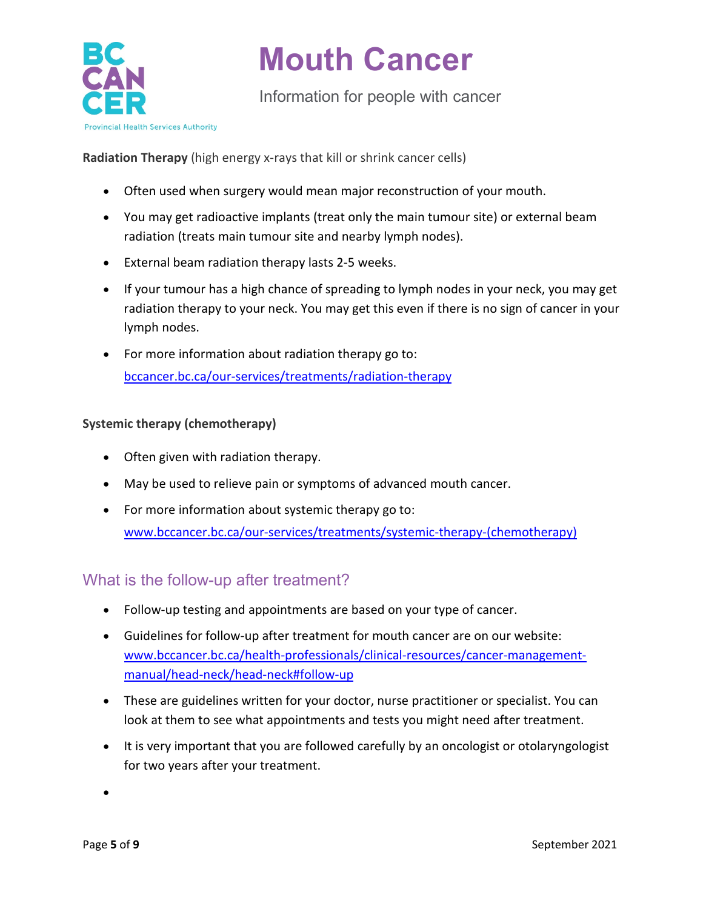**Radiation Therapy** (high energy x-rays that kill or shrink cancer cells)

- Often used when surgery would mean major reconstruction of your mouth.
- You may get radioactive implants (treat only the main tumour site) or external beam radiation (treats main tumour site and nearby lymph nodes).
- External beam radiation therapy lasts 2-5 weeks.
- If your tumour has a high chance of spreading to lymph nodes in your neck, you may get radiation therapy to your neck. You may get this even if there is no sign of cancer in your lymph nodes.
- For more information about radiation therapy go to: [bccancer.bc.ca/our-services/treatments/radiation-therapy](bccancer.bc.ca/our-services/treatments/radiation-therapy)

**Systemic therapy (chemotherapy)**

- Often given with radiation therapy.
- May be used to relieve pain or symptoms of advanced mouth cancer.
- For more information about systemic therapy go to: [www.bccancer.bc.ca/our-services/treatments/systemic-therapy-(chemotherapy)](www.bccancer.bc.ca/our-services/treatments/systemic-therapy-(chemotherapy))

## What is the follow-up after treatment?

- Follow-up testing and appointments are based on your type of cancer.
- Guidelines for follow-up after treatment for mouth cancer are on our website: [www.bccancer.bc.ca/health-professionals/clinical-resources/cancer-management-manual/head-neck/head-neck#follow-up](www.bccancer.bc.ca/health-professionals/clinical-resources/cancer-management-manual/head-neck/head-neck#follow-up)
- These are guidelines written for your doctor, nurse practitioner or specialist. You can look at them to see what appointments and tests you might need after treatment.
- It is very important that you are followed carefully by an oncologist or otolaryngologist for two years after your treatment.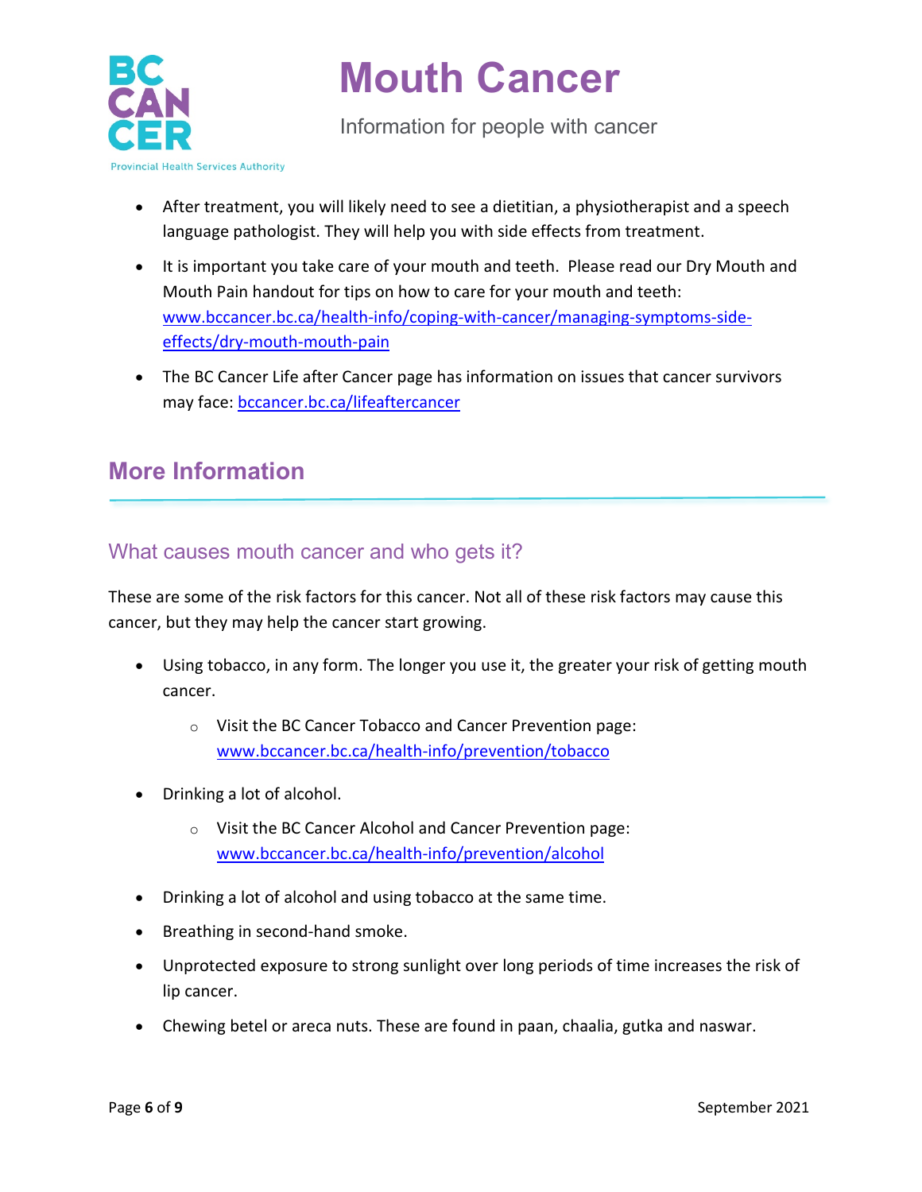- After treatment, you will likely need to see a dietitian, a physiotherapist and a speech language pathologist. They will help you with side effects from treatment.
- It is important you take care of your mouth and teeth. Please read our Dry Mouth and Mouth Pain handout for tips on how to care for your mouth and teeth: [www.bccancer.bc.ca/health-info/coping-with-cancer/managing-symptoms-side-effects/dry-mouth-mouth-pain](www.bccancer.bc.ca/health-info/coping-with-cancer/managing-symptoms-side-effects/dry-mouth-mouth-pain)
- The BC Cancer Life after Cancer page has information on issues that cancer survivors may face: [bccancer.bc.ca/lifeaftercancer](bccancer.bc.ca/lifeaftercancer)

## More Information

### What causes mouth cancer and who gets it?

These are some of the risk factors for this cancer. Not all of these risk factors may cause this cancer, but they may help the cancer start growing.

- Using tobacco, in any form. The longer you use it, the greater your risk of getting mouth cancer.
    - Visit the BC Cancer Tobacco and Cancer Prevention page: [www.bccancer.bc.ca/health-info/prevention/tobacco](www.bccancer.bc.ca/health-info/prevention/tobacco)
- Drinking a lot of alcohol.
    - Visit the BC Cancer Alcohol and Cancer Prevention page: [www.bccancer.bc.ca/health-info/prevention/alcohol](www.bccancer.bc.ca/health-info/prevention/alcohol)
- Drinking a lot of alcohol and using tobacco at the same time.
- Breathing in second-hand smoke.
- Unprotected exposure to strong sunlight over long periods of time increases the risk of lip cancer.
- Chewing betel or areca nuts. These are found in paan, chaalia, gutka and naswar.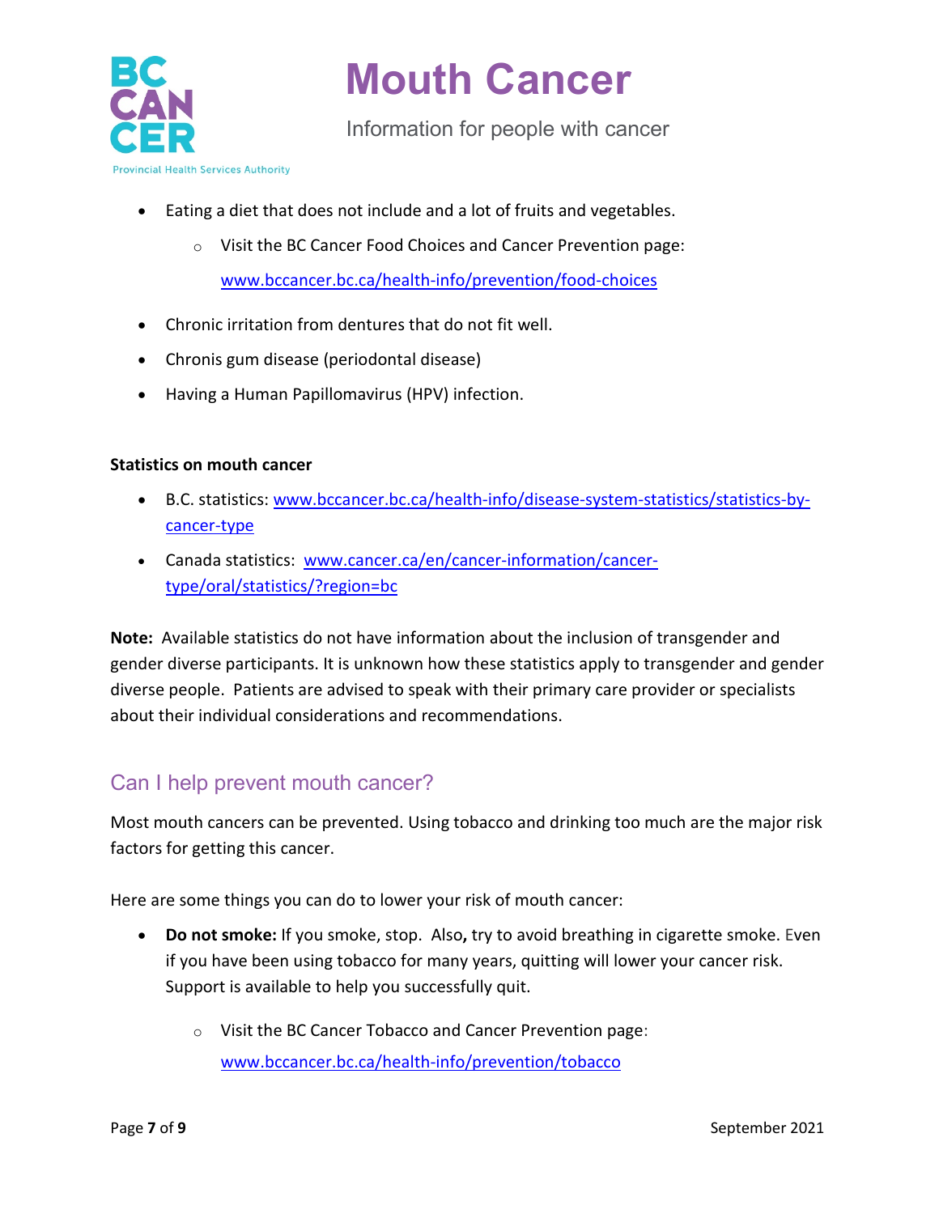- Eating a diet that does not include and a lot of fruits and vegetables.
    - Visit the BC Cancer Food Choices and Cancer Prevention page: [www.bccancer.bc.ca/health-info/prevention/food-choices](www.bccancer.bc.ca/health-info/prevention/food-choices)
- Chronic irritation from dentures that do not fit well.
- Chronis gum disease (periodontal disease)
- Having a Human Papillomavirus (HPV) infection.

**Statistics on mouth cancer**

- B.C. statistics: [www.bccancer.bc.ca/health-info/disease-system-statistics/statistics-by-cancer-type](www.bccancer.bc.ca/health-info/disease-system-statistics/statistics-by-cancer-type)
- Canada statistics: [www.cancer.ca/en/cancer-information/cancer-type/oral/statistics/?region=bc](www.cancer.ca/en/cancer-information/cancer-type/oral/statistics/?region=bc)

**Note:** Available statistics do not have information about the inclusion of transgender and gender diverse participants. It is unknown how these statistics apply to transgender and gender diverse people. Patients are advised to speak with their primary care provider or specialists about their individual considerations and recommendations.

## Can I help prevent mouth cancer?

Most mouth cancers can be prevented. Using tobacco and drinking too much are the major risk factors for getting this cancer.

Here are some things you can do to lower your risk of mouth cancer:

- **Do not smoke:** If you smoke, stop. Also**,** try to avoid breathing in cigarette smoke. Even if you have been using tobacco for many years, quitting will lower your cancer risk. Support is available to help you successfully quit.
    - Visit the BC Cancer Tobacco and Cancer Prevention page: [www.bccancer.bc.ca/health-info/prevention/tobacco](www.bccancer.bc.ca/health-info/prevention/tobacco)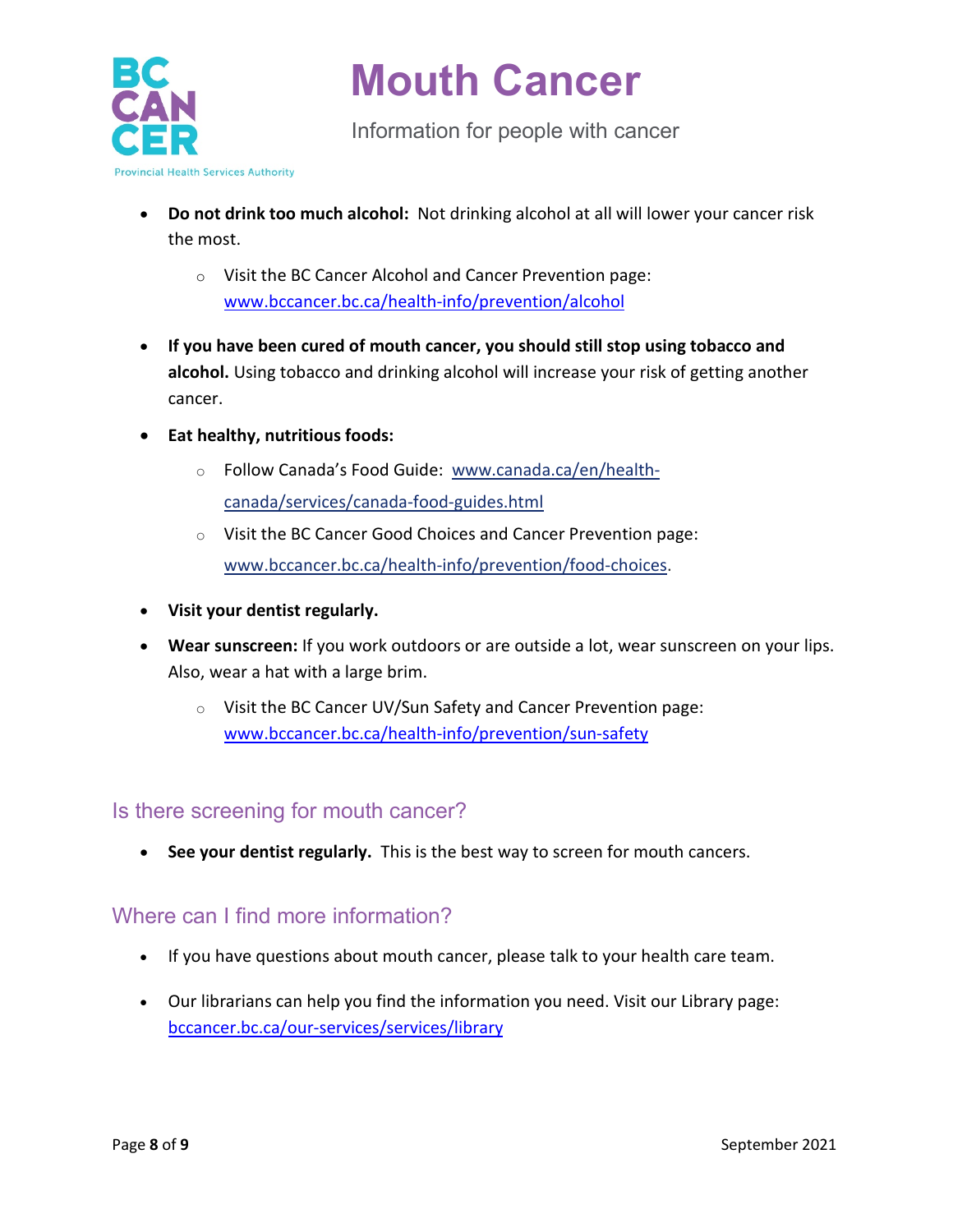- **Do not drink too much alcohol:** Not drinking alcohol at all will lower your cancer risk the most.
  - Visit the BC Cancer Alcohol and Cancer Prevention page: www.bccancer.bc.ca/health-info/prevention/alcohol
- **If you have been cured of mouth cancer, you should still stop using tobacco and alcohol.** Using tobacco and drinking alcohol will increase your risk of getting another cancer.
- **Eat healthy, nutritious foods:**
  - Follow Canada's Food Guide: www.canada.ca/en/health-canada/services/canada-food-guides.html
  - Visit the BC Cancer Good Choices and Cancer Prevention page: www.bccancer.bc.ca/health-info/prevention/food-choices.
- **Visit your dentist regularly.**
- **Wear sunscreen:** If you work outdoors or are outside a lot, wear sunscreen on your lips. Also, wear a hat with a large brim.
  - Visit the BC Cancer UV/Sun Safety and Cancer Prevention page: www.bccancer.bc.ca/health-info/prevention/sun-safety

## Is there screening for mouth cancer?

- **See your dentist regularly.** This is the best way to screen for mouth cancers.

## Where can I find more information?

- If you have questions about mouth cancer, please talk to your health care team.
- Our librarians can help you find the information you need. Visit our Library page: bccancer.bc.ca/our-services/services/library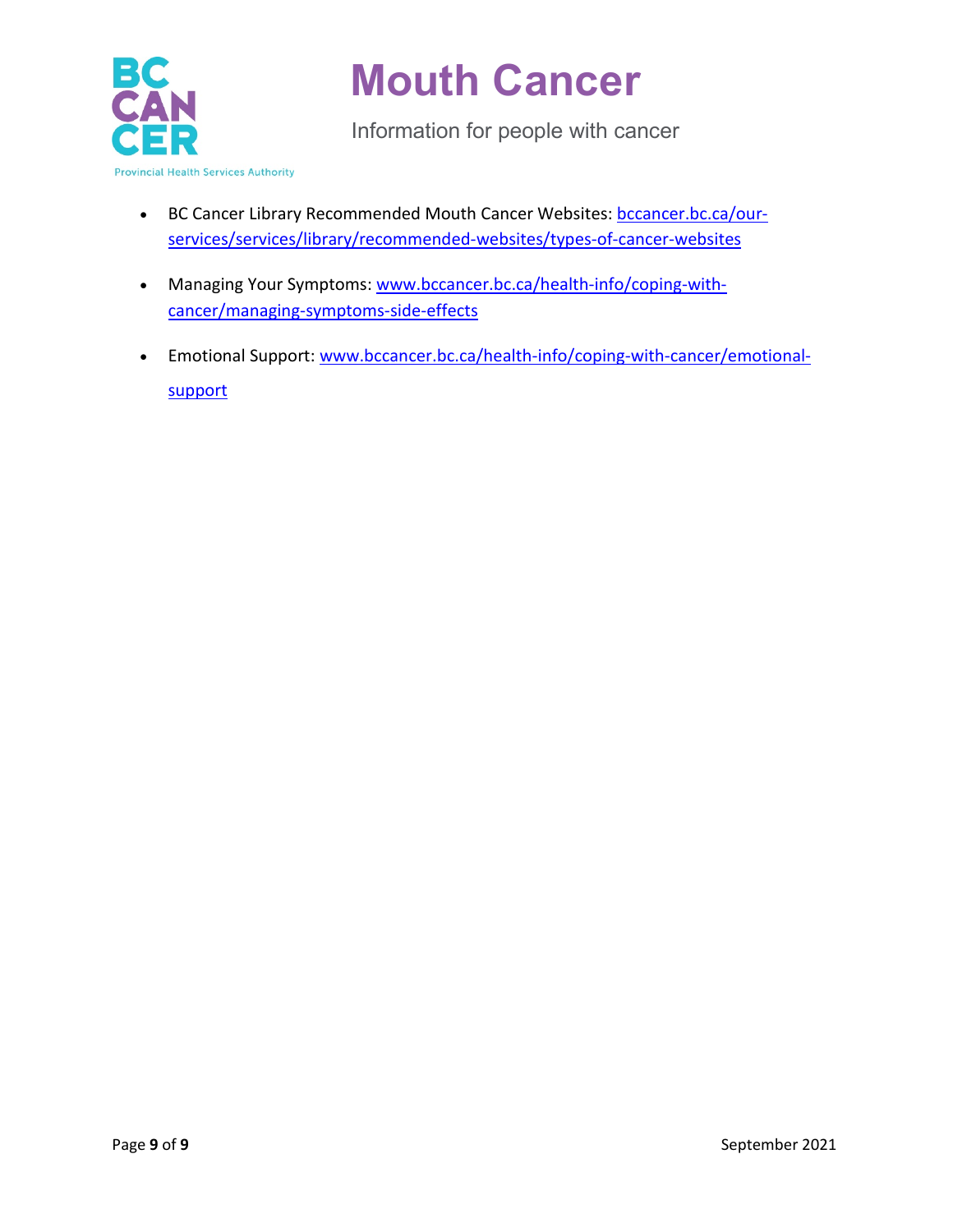- BC Cancer Library Recommended Mouth Cancer Websites: bccancer.bc.ca/our-services/services/library/recommended-websites/types-of-cancer-websites
- Managing Your Symptoms: www.bccancer.bc.ca/health-info/coping-with-cancer/managing-symptoms-side-effects
- Emotional Support: www.bccancer.bc.ca/health-info/coping-with-cancer/emotional-support